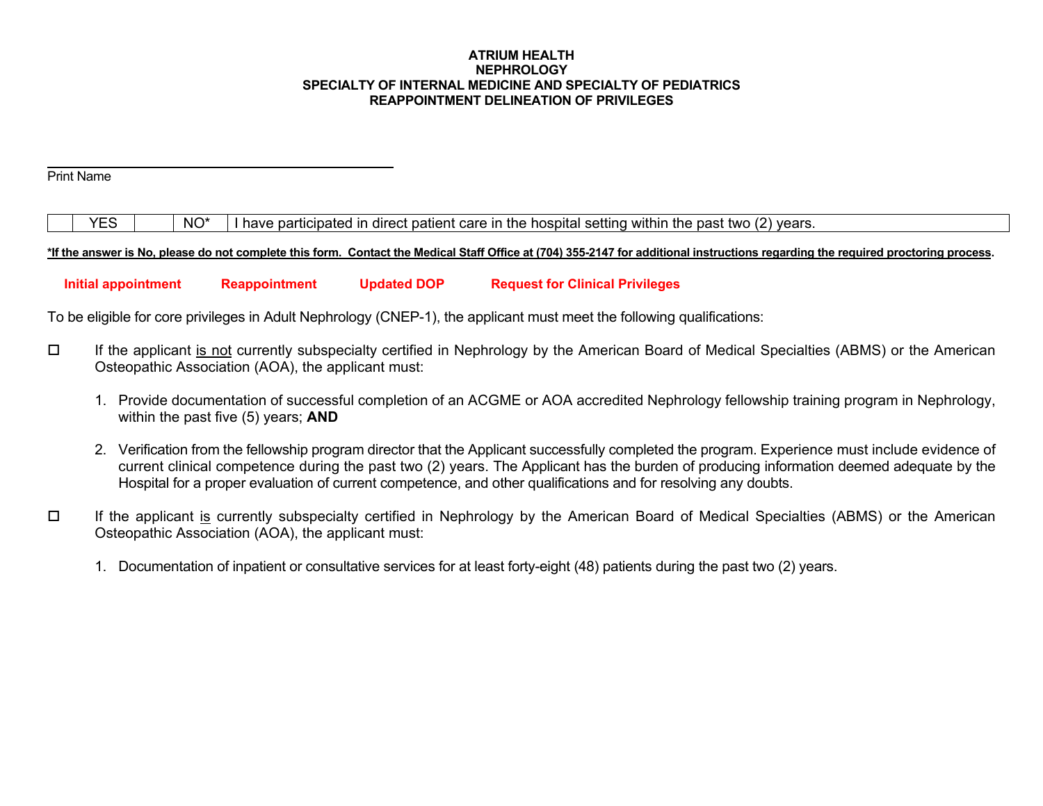**ATRIUM HEALTH**
**NEPHROLOGY**
**SPECIALTY OF INTERNAL MEDICINE AND SPECIALTY OF PEDIATRICS**
**REAPPOINTMENT DELINEATION OF PRIVILEGES**

\_\_\_\_\_\_\_\_\_\_\_\_\_\_\_\_\_\_\_\_\_\_\_\_\_\_\_\_\_\_\_\_\_\_\_\_\_\_\_\_
Print Name

| | YES | | NO* | I have participated in direct patient care in the hospital setting within the past two (2) years. |
|---|---|---|---|---|

***If the answer is No, please do not complete this form. Contact the Medical Staff Office at (704) 355-2147 for additional instructions regarding the required proctoring process.**

**Initial appointment** **Reappointment** **Updated DOP** **Request for Clinical Privileges**

To be eligible for core privileges in Adult Nephrology (CNEP-1), the applicant must meet the following qualifications:

☐ If the applicant is not currently subspecialty certified in Nephrology by the American Board of Medical Specialties (ABMS) or the American Osteopathic Association (AOA), the applicant must:

1. Provide documentation of successful completion of an ACGME or AOA accredited Nephrology fellowship training program in Nephrology, within the past five (5) years; **AND**

2. Verification from the fellowship program director that the Applicant successfully completed the program. Experience must include evidence of current clinical competence during the past two (2) years. The Applicant has the burden of producing information deemed adequate by the Hospital for a proper evaluation of current competence, and other qualifications and for resolving any doubts.

☐ If the applicant is currently subspecialty certified in Nephrology by the American Board of Medical Specialties (ABMS) or the American Osteopathic Association (AOA), the applicant must:

1. Documentation of inpatient or consultative services for at least forty-eight (48) patients during the past two (2) years.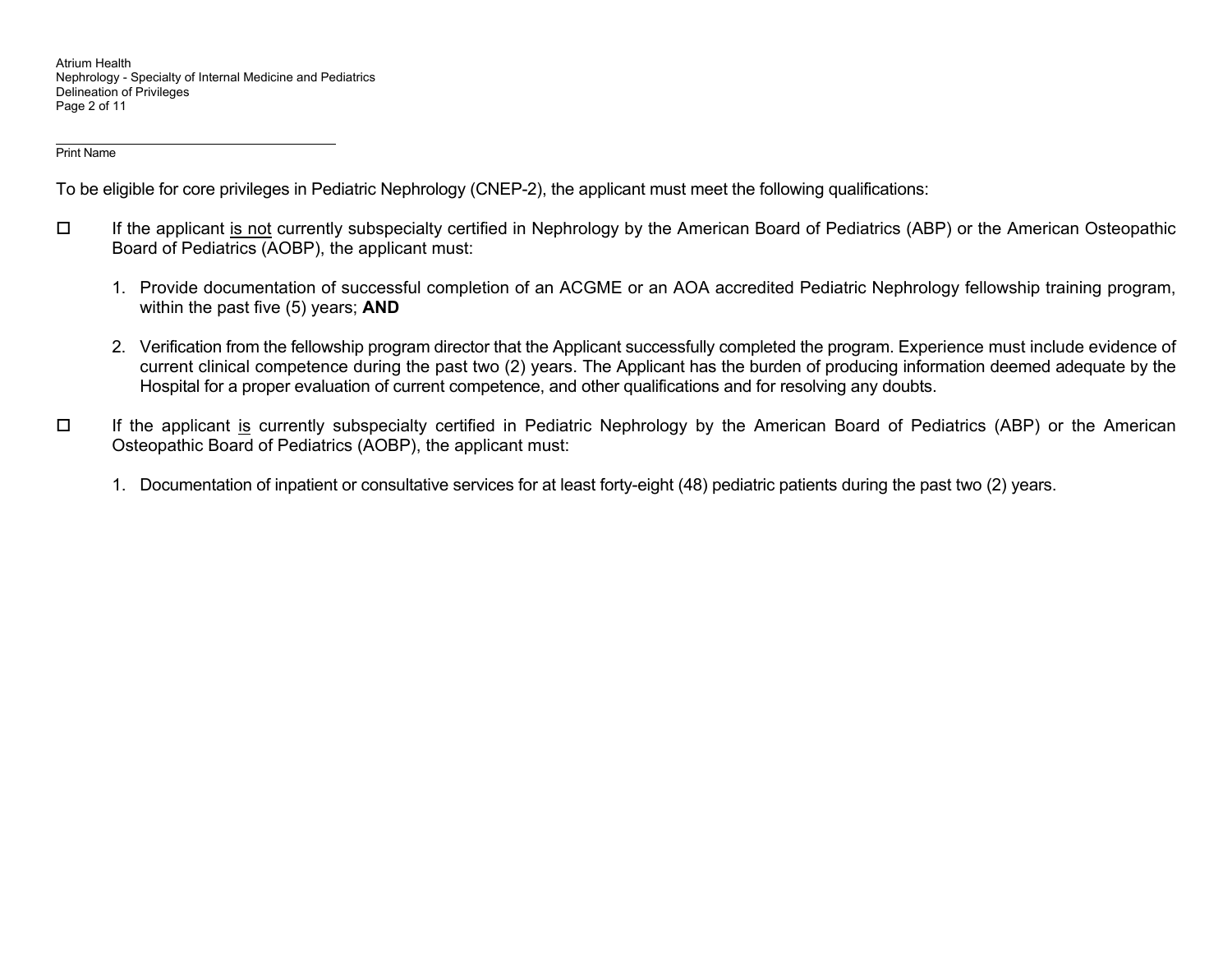\_\_\_\_\_\_\_\_\_\_\_\_\_\_\_\_\_\_\_\_\_\_\_\_\_\_\_\_\_\_\_\_\_\_\_\_
Print Name

To be eligible for core privileges in Pediatric Nephrology (CNEP-2), the applicant must meet the following qualifications:

☐ If the applicant <u>is not</u> currently subspecialty certified in Nephrology by the American Board of Pediatrics (ABP) or the American Osteopathic Board of Pediatrics (AOBP), the applicant must:

1. Provide documentation of successful completion of an ACGME or an AOA accredited Pediatric Nephrology fellowship training program, within the past five (5) years; **AND**

2. Verification from the fellowship program director that the Applicant successfully completed the program. Experience must include evidence of current clinical competence during the past two (2) years. The Applicant has the burden of producing information deemed adequate by the Hospital for a proper evaluation of current competence, and other qualifications and for resolving any doubts.

☐ If the applicant <u>is</u> currently subspecialty certified in Pediatric Nephrology by the American Board of Pediatrics (ABP) or the American Osteopathic Board of Pediatrics (AOBP), the applicant must:

1. Documentation of inpatient or consultative services for at least forty-eight (48) pediatric patients during the past two (2) years.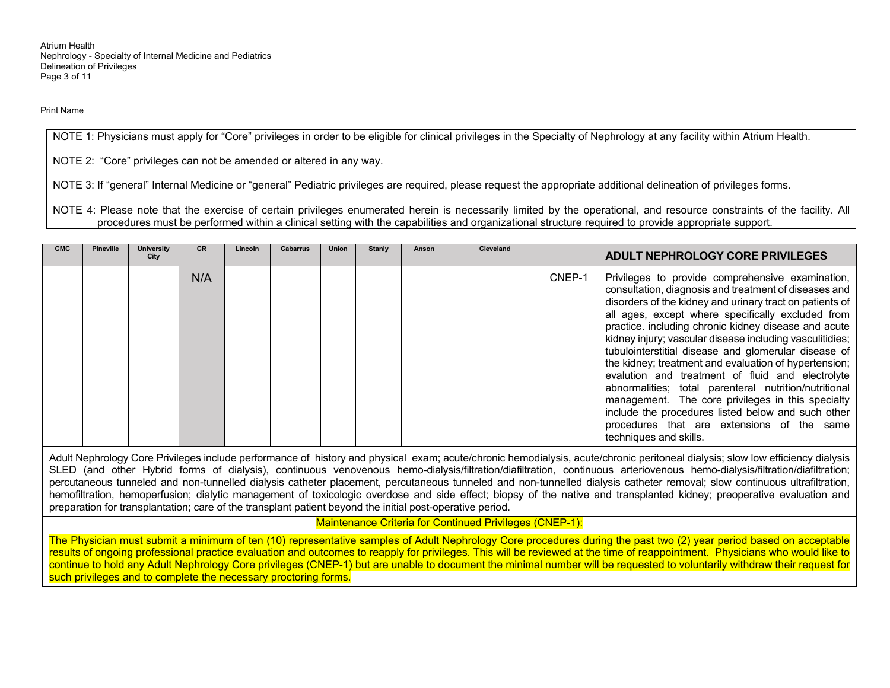Print Name

NOTE 1: Physicians must apply for "Core" privileges in order to be eligible for clinical privileges in the Specialty of Nephrology at any facility within Atrium Health.

NOTE 2: "Core" privileges can not be amended or altered in any way.

NOTE 3: If "general" Internal Medicine or "general" Pediatric privileges are required, please request the appropriate additional delineation of privileges forms.

NOTE 4: Please note that the exercise of certain privileges enumerated herein is necessarily limited by the operational, and resource constraints of the facility. All procedures must be performed within a clinical setting with the capabilities and organizational structure required to provide appropriate support.

| CMC | Pineville | University City | CR | Lincoln | Cabarrus | Union | Stanly | Anson | Cleveland | | ADULT NEPHROLOGY CORE PRIVILEGES |
|---|---|---|---|---|---|---|---|---|---|---|---|
| | | | N/A | | | | | | | CNEP-1 | Privileges to provide comprehensive examination, consultation, diagnosis and treatment of diseases and disorders of the kidney and urinary tract on patients of all ages, except where specifically excluded from practice. including chronic kidney disease and acute kidney injury; vascular disease including vasculitidies; tubulointerstitial disease and glomerular disease of the kidney; treatment and evaluation of hypertension; evalution and treatment of fluid and electrolyte abnormalities; total parenteral nutrition/nutritional management. The core privileges in this specialty include the procedures listed below and such other procedures that are extensions of the same techniques and skills. |

Adult Nephrology Core Privileges include performance of history and physical exam; acute/chronic hemodialysis, acute/chronic peritoneal dialysis; slow low efficiency dialysis SLED (and other Hybrid forms of dialysis), continuous venovenous hemo-dialysis/filtration/diafiltration, continuous arteriovenous hemo-dialysis/filtration/diafiltration; percutaneous tunneled and non-tunnelled dialysis catheter placement, percutaneous tunneled and non-tunnelled dialysis catheter removal; slow continuous ultrafiltration, hemofiltration, hemoperfusion; dialytic management of toxicologic overdose and side effect; biopsy of the native and transplanted kidney; preoperative evaluation and preparation for transplantation; care of the transplant patient beyond the initial post-operative period.

Maintenance Criteria for Continued Privileges (CNEP-1):

The Physician must submit a minimum of ten (10) representative samples of Adult Nephrology Core procedures during the past two (2) year period based on acceptable results of ongoing professional practice evaluation and outcomes to reapply for privileges. This will be reviewed at the time of reappointment. Physicians who would like to continue to hold any Adult Nephrology Core privileges (CNEP-1) but are unable to document the minimal number will be requested to voluntarily withdraw their request for such privileges and to complete the necessary proctoring forms.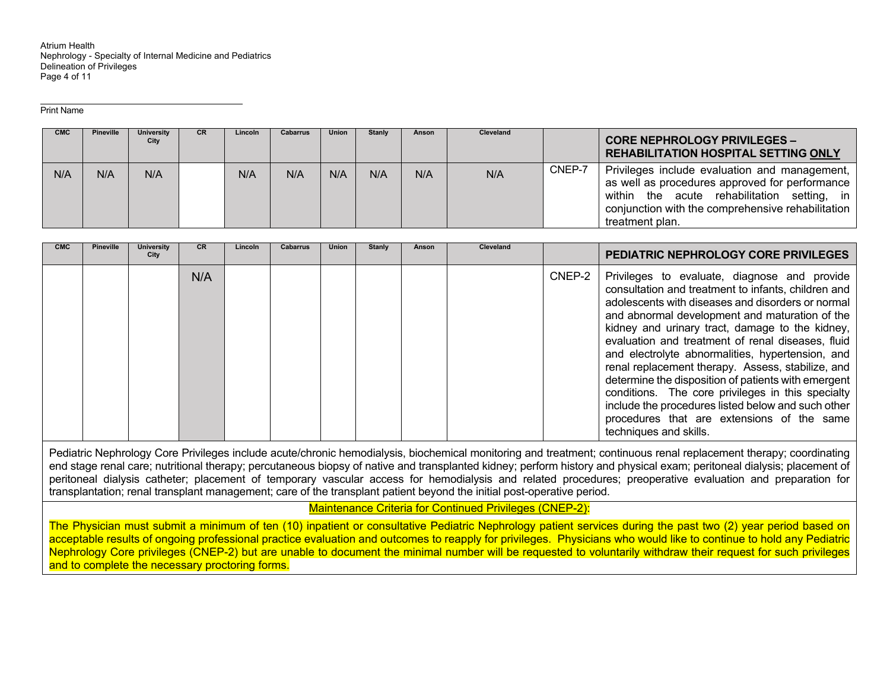Atrium Health
Nephrology - Specialty of Internal Medicine and Pediatrics
Delineation of Privileges

______________________________
Print Name

| CMC | Pineville | University City | CR | Lincoln | Cabarrus | Union | Stanly | Anson | Cleveland | | **CORE NEPHROLOGY PRIVILEGES – REHABILITATION HOSPITAL SETTING ONLY** |
|---|---|---|---|---|---|---|---|---|---|---|---|
| N/A | N/A | N/A | | N/A | N/A | N/A | N/A | N/A | N/A | CNEP-7 | Privileges include evaluation and management, as well as procedures approved for performance within the acute rehabilitation setting, in conjunction with the comprehensive rehabilitation treatment plan. |

| CMC | Pineville | University City | CR | Lincoln | Cabarrus | Union | Stanly | Anson | Cleveland | | **PEDIATRIC NEPHROLOGY CORE PRIVILEGES** |
|---|---|---|---|---|---|---|---|---|---|---|---|
| | | | N/A | | | | | | | CNEP-2 | Privileges to evaluate, diagnose and provide consultation and treatment to infants, children and adolescents with diseases and disorders or normal and abnormal development and maturation of the kidney and urinary tract, damage to the kidney, evaluation and treatment of renal diseases, fluid and electrolyte abnormalities, hypertension, and renal replacement therapy. Assess, stabilize, and determine the disposition of patients with emergent conditions. The core privileges in this specialty include the procedures listed below and such other procedures that are extensions of the same techniques and skills. |

Pediatric Nephrology Core Privileges include acute/chronic hemodialysis, biochemical monitoring and treatment; continuous renal replacement therapy; coordinating end stage renal care; nutritional therapy; percutaneous biopsy of native and transplanted kidney; perform history and physical exam; peritoneal dialysis; placement of peritoneal dialysis catheter; placement of temporary vascular access for hemodialysis and related procedures; preoperative evaluation and preparation for transplantation; renal transplant management; care of the transplant patient beyond the initial post-operative period.

Maintenance Criteria for Continued Privileges (CNEP-2):

The Physician must submit a minimum of ten (10) inpatient or consultative Pediatric Nephrology patient services during the past two (2) year period based on acceptable results of ongoing professional practice evaluation and outcomes to reapply for privileges. Physicians who would like to continue to hold any Pediatric Nephrology Core privileges (CNEP-2) but are unable to document the minimal number will be requested to voluntarily withdraw their request for such privileges and to complete the necessary proctoring forms.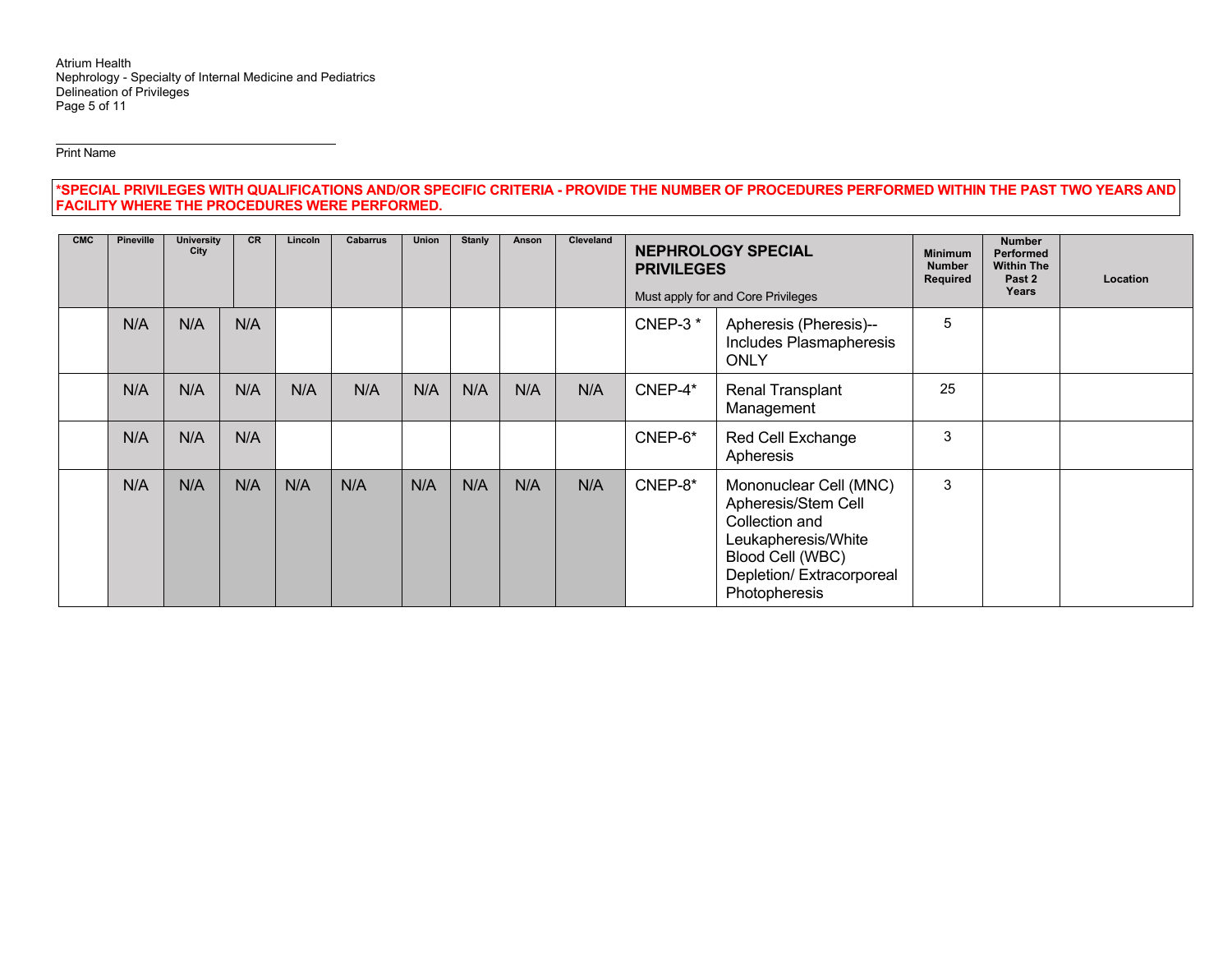Print Name

**\*SPECIAL PRIVILEGES WITH QUALIFICATIONS AND/OR SPECIFIC CRITERIA - PROVIDE THE NUMBER OF PROCEDURES PERFORMED WITHIN THE PAST TWO YEARS AND FACILITY WHERE THE PROCEDURES WERE PERFORMED.**

| CMC | Pineville | University City | CR | Lincoln | Cabarrus | Union | Stanly | Anson | Cleveland | **NEPHROLOGY SPECIAL PRIVILEGES** Must apply for and Core Privileges | | Minimum Number Required | Number Performed Within The Past 2 Years | Location |
|---|---|---|---|---|---|---|---|---|---|---|---|---|---|---|
| | N/A | N/A | N/A | | | | | | | CNEP-3 * | Apheresis (Pheresis)--Includes Plasmapheresis ONLY | 5 | | |
| | N/A | N/A | N/A | N/A | N/A | N/A | N/A | N/A | N/A | CNEP-4* | Renal Transplant Management | 25 | | |
| | N/A | N/A | N/A | | | | | | | CNEP-6* | Red Cell Exchange Apheresis | 3 | | |
| | N/A | N/A | N/A | N/A | N/A | N/A | N/A | N/A | N/A | CNEP-8* | Mononuclear Cell (MNC) Apheresis/Stem Cell Collection and Leukapheresis/White Blood Cell (WBC) Depletion/ Extracorporeal Photophoresis | 3 | | |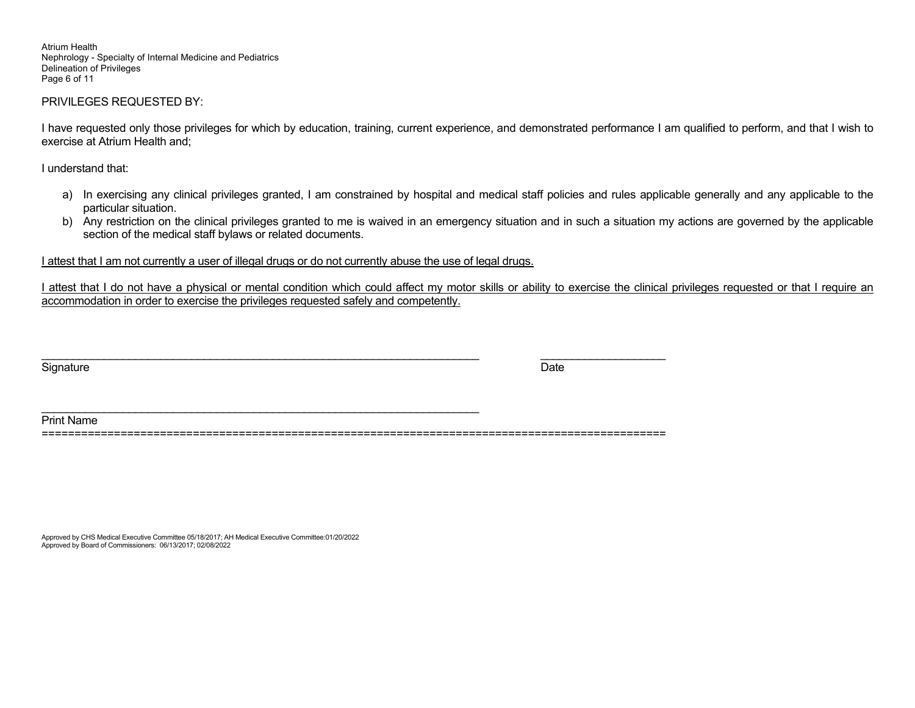PRIVILEGES REQUESTED BY:

I have requested only those privileges for which by education, training, current experience, and demonstrated performance I am qualified to perform, and that I wish to exercise at Atrium Health and;

I understand that:

a) In exercising any clinical privileges granted, I am constrained by hospital and medical staff policies and rules applicable generally and any applicable to the particular situation.
b) Any restriction on the clinical privileges granted to me is waived in an emergency situation and in such a situation my actions are governed by the applicable section of the medical staff bylaws or related documents.

<u>I attest that I am not currently a user of illegal drugs or do not currently abuse the use of legal drugs.</u>

<u>I attest that I do not have a physical or mental condition which could affect my motor skills or ability to exercise the clinical privileges requested or that I require an accommodation in order to exercise the privileges requested safely and competently.</u>

\_\_\_\_\_\_\_\_\_\_\_\_\_\_\_\_\_\_\_\_\_\_\_\_\_\_\_\_\_\_\_\_\_\_\_\_\_\_\_\_\_\_\_\_\_\_\_\_\_\_\_\_\_\_\_\_\_\_\_\_\_\_\_\_\_\_\_\_ \_\_\_\_\_\_\_\_\_\_\_\_\_\_\_\_\_\_\_\_
Signature Date

\_\_\_\_\_\_\_\_\_\_\_\_\_\_\_\_\_\_\_\_\_\_\_\_\_\_\_\_\_\_\_\_\_\_\_\_\_\_\_\_\_\_\_\_\_\_\_\_\_\_\_\_\_\_\_\_\_\_\_\_\_\_\_\_\_\_\_\_
Print Name

==========================================================================================

Approved by CHS Medical Executive Committee 05/18/2017; AH Medical Executive Committee:01/20/2022
Approved by Board of Commissioners: 06/13/2017; 02/08/2022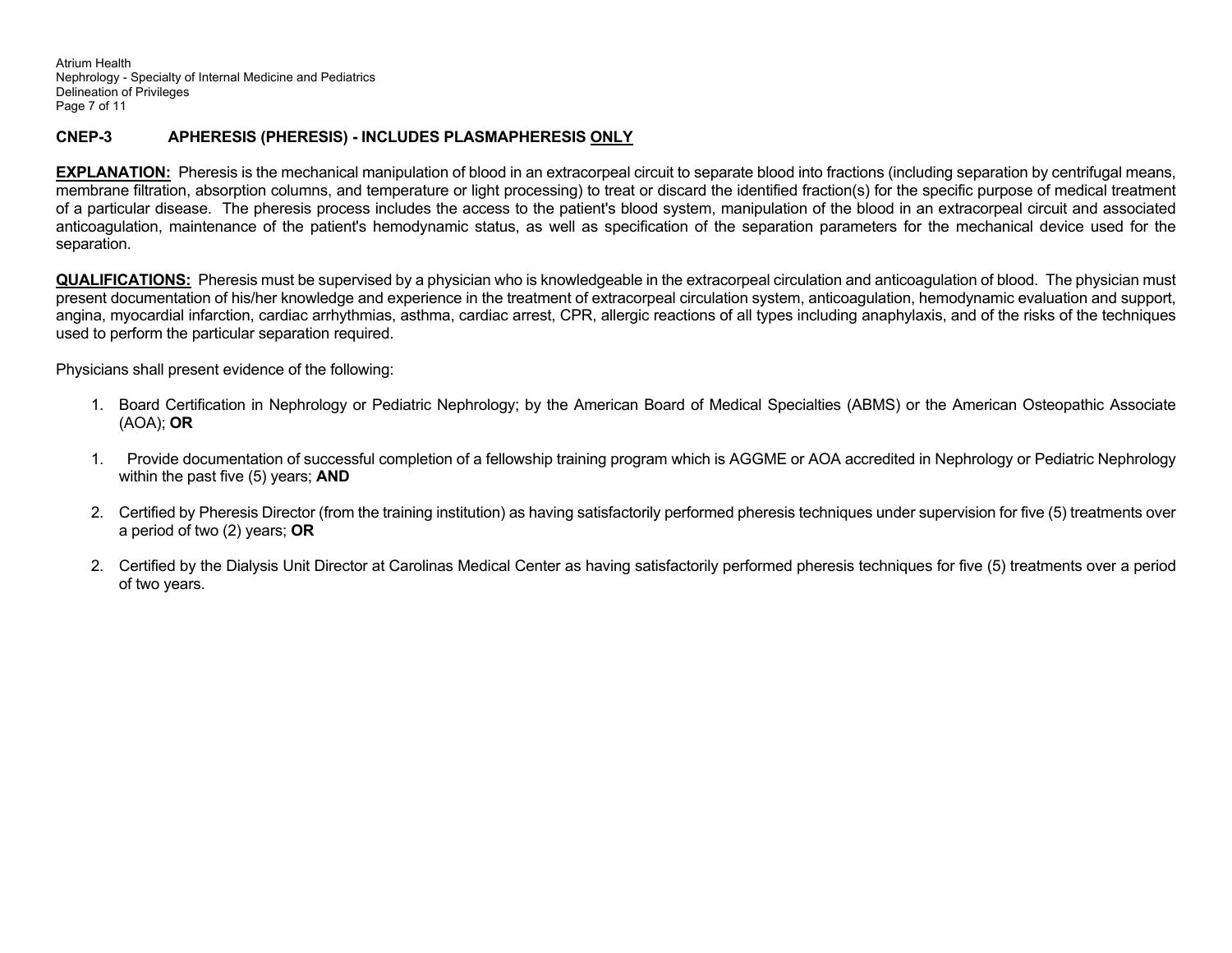## CNEP-3 APHERESIS (PHERESIS) - INCLUDES PLASMAPHERESIS ONLY

**EXPLANATION:** Pheresis is the mechanical manipulation of blood in an extracorpeal circuit to separate blood into fractions (including separation by centrifugal means, membrane filtration, absorption columns, and temperature or light processing) to treat or discard the identified fraction(s) for the specific purpose of medical treatment of a particular disease. The pheresis process includes the access to the patient's blood system, manipulation of the blood in an extracorpeal circuit and associated anticoagulation, maintenance of the patient's hemodynamic status, as well as specification of the separation parameters for the mechanical device used for the separation.

**QUALIFICATIONS:** Pheresis must be supervised by a physician who is knowledgeable in the extracorpeal circulation and anticoagulation of blood. The physician must present documentation of his/her knowledge and experience in the treatment of extracorpeal circulation system, anticoagulation, hemodynamic evaluation and support, angina, myocardial infarction, cardiac arrhythmias, asthma, cardiac arrest, CPR, allergic reactions of all types including anaphylaxis, and of the risks of the techniques used to perform the particular separation required.

Physicians shall present evidence of the following:

1. Board Certification in Nephrology or Pediatric Nephrology; by the American Board of Medical Specialties (ABMS) or the American Osteopathic Associate (AOA); **OR**

1. Provide documentation of successful completion of a fellowship training program which is AGGME or AOA accredited in Nephrology or Pediatric Nephrology within the past five (5) years; **AND**

2. Certified by Pheresis Director (from the training institution) as having satisfactorily performed pheresis techniques under supervision for five (5) treatments over a period of two (2) years; **OR**

2. Certified by the Dialysis Unit Director at Carolinas Medical Center as having satisfactorily performed pheresis techniques for five (5) treatments over a period of two years.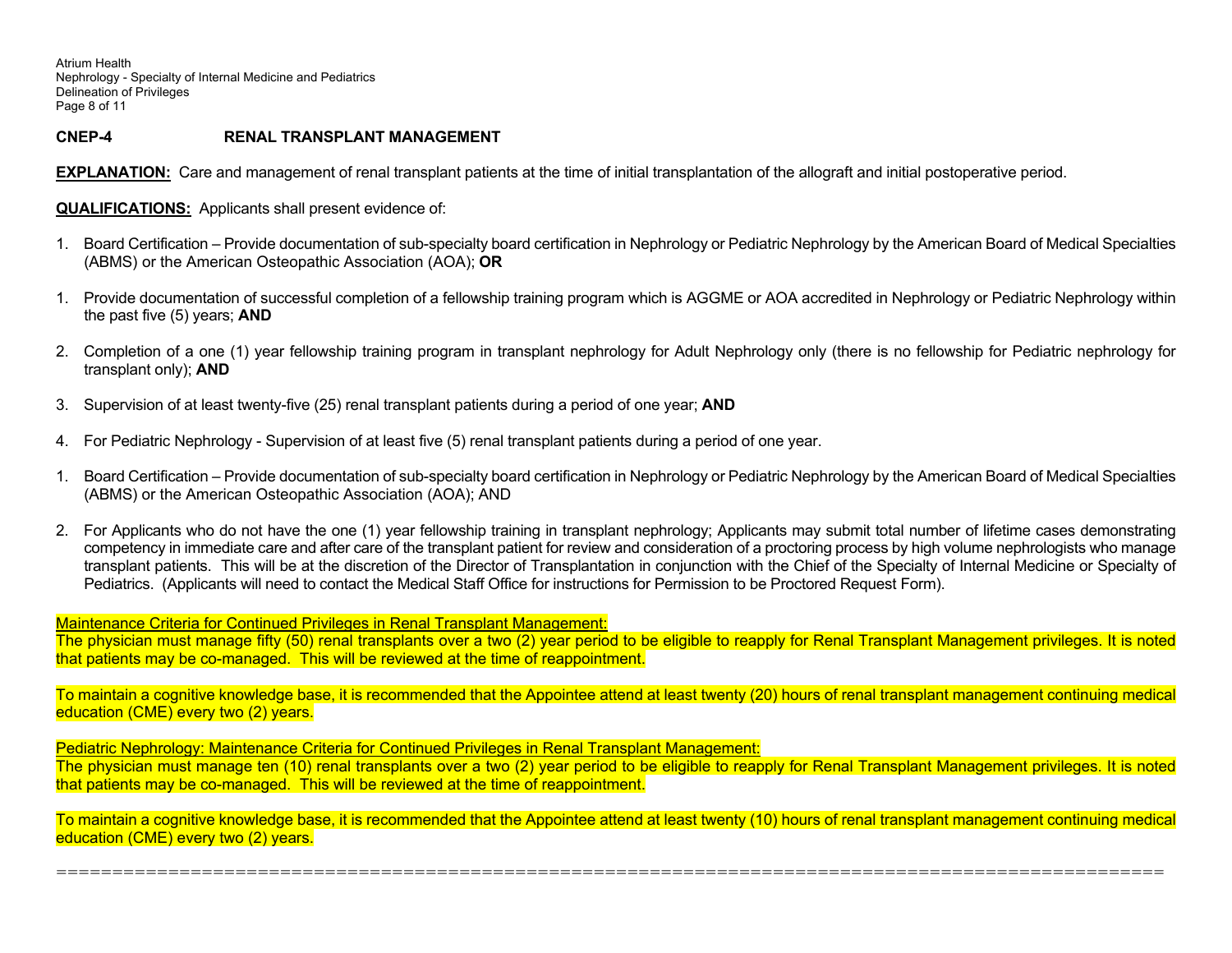## CNEP-4 RENAL TRANSPLANT MANAGEMENT

**EXPLANATION:** Care and management of renal transplant patients at the time of initial transplantation of the allograft and initial postoperative period.

**QUALIFICATIONS:** Applicants shall present evidence of:

1. Board Certification – Provide documentation of sub-specialty board certification in Nephrology or Pediatric Nephrology by the American Board of Medical Specialties (ABMS) or the American Osteopathic Association (AOA); **OR**

1. Provide documentation of successful completion of a fellowship training program which is AGGME or AOA accredited in Nephrology or Pediatric Nephrology within the past five (5) years; **AND**

2. Completion of a one (1) year fellowship training program in transplant nephrology for Adult Nephrology only (there is no fellowship for Pediatric nephrology for transplant only); **AND**

3. Supervision of at least twenty-five (25) renal transplant patients during a period of one year; **AND**

4. For Pediatric Nephrology - Supervision of at least five (5) renal transplant patients during a period of one year.

1. Board Certification – Provide documentation of sub-specialty board certification in Nephrology or Pediatric Nephrology by the American Board of Medical Specialties (ABMS) or the American Osteopathic Association (AOA); AND

2. For Applicants who do not have the one (1) year fellowship training in transplant nephrology; Applicants may submit total number of lifetime cases demonstrating competency in immediate care and after care of the transplant patient for review and consideration of a proctoring process by high volume nephrologists who manage transplant patients. This will be at the discretion of the Director of Transplantation in conjunction with the Chief of the Specialty of Internal Medicine or Specialty of Pediatrics. (Applicants will need to contact the Medical Staff Office for instructions for Permission to be Proctored Request Form).

<u>Maintenance Criteria for Continued Privileges in Renal Transplant Management:</u>
The physician must manage fifty (50) renal transplants over a two (2) year period to be eligible to reapply for Renal Transplant Management privileges. It is noted that patients may be co-managed. This will be reviewed at the time of reappointment.

To maintain a cognitive knowledge base, it is recommended that the Appointee attend at least twenty (20) hours of renal transplant management continuing medical education (CME) every two (2) years.

<u>Pediatric Nephrology: Maintenance Criteria for Continued Privileges in Renal Transplant Management:</u>
The physician must manage ten (10) renal transplants over a two (2) year period to be eligible to reapply for Renal Transplant Management privileges. It is noted that patients may be co-managed. This will be reviewed at the time of reappointment.

To maintain a cognitive knowledge base, it is recommended that the Appointee attend at least twenty (10) hours of renal transplant management continuing medical education (CME) every two (2) years.

==========================================================================================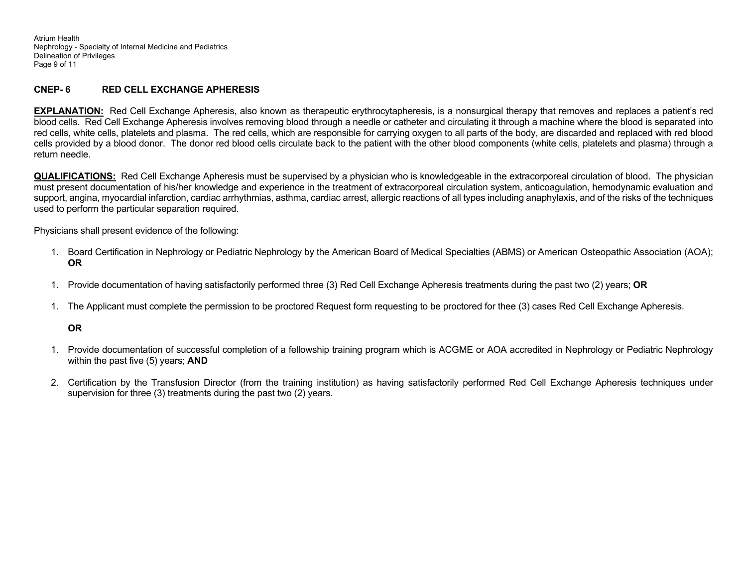## CNEP- 6 RED CELL EXCHANGE APHERESIS

**EXPLANATION:** Red Cell Exchange Apheresis, also known as therapeutic erythrocytapheresis, is a nonsurgical therapy that removes and replaces a patient's red blood cells. Red Cell Exchange Apheresis involves removing blood through a needle or catheter and circulating it through a machine where the blood is separated into red cells, white cells, platelets and plasma. The red cells, which are responsible for carrying oxygen to all parts of the body, are discarded and replaced with red blood cells provided by a blood donor. The donor red blood cells circulate back to the patient with the other blood components (white cells, platelets and plasma) through a return needle.

**QUALIFICATIONS:** Red Cell Exchange Apheresis must be supervised by a physician who is knowledgeable in the extracorporeal circulation of blood. The physician must present documentation of his/her knowledge and experience in the treatment of extracorporeal circulation system, anticoagulation, hemodynamic evaluation and support, angina, myocardial infarction, cardiac arrhythmias, asthma, cardiac arrest, allergic reactions of all types including anaphylaxis, and of the risks of the techniques used to perform the particular separation required.

Physicians shall present evidence of the following:

1. Board Certification in Nephrology or Pediatric Nephrology by the American Board of Medical Specialties (ABMS) or American Osteopathic Association (AOA); **OR**

1. Provide documentation of having satisfactorily performed three (3) Red Cell Exchange Apheresis treatments during the past two (2) years; **OR**

1. The Applicant must complete the permission to be proctored Request form requesting to be proctored for thee (3) cases Red Cell Exchange Apheresis.

   **OR**

1. Provide documentation of successful completion of a fellowship training program which is ACGME or AOA accredited in Nephrology or Pediatric Nephrology within the past five (5) years; **AND**

2. Certification by the Transfusion Director (from the training institution) as having satisfactorily performed Red Cell Exchange Apheresis techniques under supervision for three (3) treatments during the past two (2) years.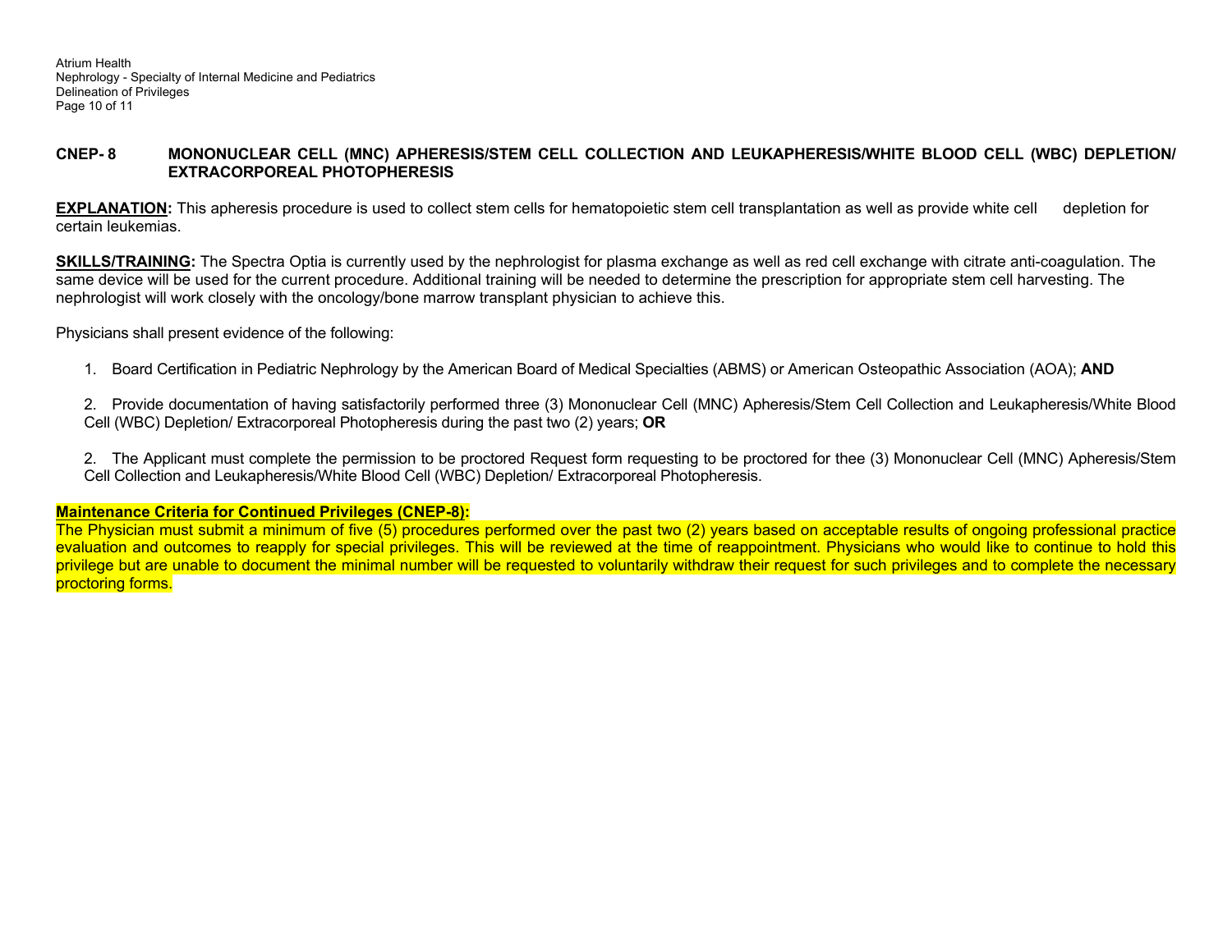## CNEP- 8 MONONUCLEAR CELL (MNC) APHERESIS/STEM CELL COLLECTION AND LEUKAPHERESIS/WHITE BLOOD CELL (WBC) DEPLETION/ EXTRACORPOREAL PHOTOPHERESIS

**EXPLANATION:** This apheresis procedure is used to collect stem cells for hematopoietic stem cell transplantation as well as provide white cell depletion for certain leukemias.

**SKILLS/TRAINING:** The Spectra Optia is currently used by the nephrologist for plasma exchange as well as red cell exchange with citrate anti-coagulation. The same device will be used for the current procedure. Additional training will be needed to determine the prescription for appropriate stem cell harvesting. The nephrologist will work closely with the oncology/bone marrow transplant physician to achieve this.

Physicians shall present evidence of the following:

1. Board Certification in Pediatric Nephrology by the American Board of Medical Specialties (ABMS) or American Osteopathic Association (AOA); **AND**

2. Provide documentation of having satisfactorily performed three (3) Mononuclear Cell (MNC) Apheresis/Stem Cell Collection and Leukapheresis/White Blood Cell (WBC) Depletion/ Extracorporeal Photopheresis during the past two (2) years; **OR**

2. The Applicant must complete the permission to be proctored Request form requesting to be proctored for thee (3) Mononuclear Cell (MNC) Apheresis/Stem Cell Collection and Leukapheresis/White Blood Cell (WBC) Depletion/ Extracorporeal Photopheresis.

**Maintenance Criteria for Continued Privileges (CNEP-8):**

The Physician must submit a minimum of five (5) procedures performed over the past two (2) years based on acceptable results of ongoing professional practice evaluation and outcomes to reapply for special privileges. This will be reviewed at the time of reappointment. Physicians who would like to continue to hold this privilege but are unable to document the minimal number will be requested to voluntarily withdraw their request for such privileges and to complete the necessary proctoring forms.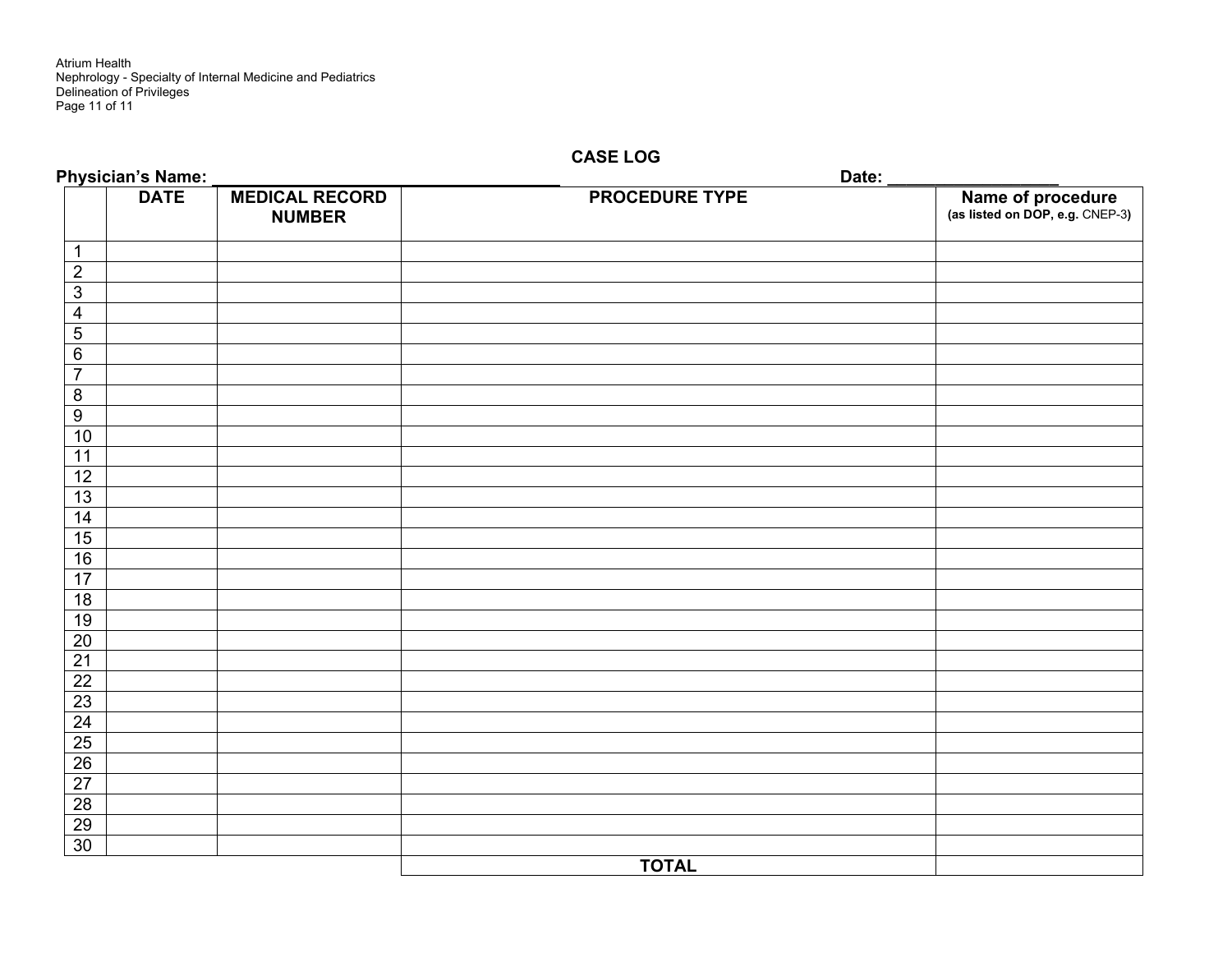## CASE LOG

**Physician's Name:** ___________________________________ **Date:** _________________

| | DATE | MEDICAL RECORD NUMBER | PROCEDURE TYPE | Name of procedure (as listed on DOP, e.g. CNEP-3) |
|---|---|---|---|---|
| 1 | | | | |
| 2 | | | | |
| 3 | | | | |
| 4 | | | | |
| 5 | | | | |
| 6 | | | | |
| 7 | | | | |
| 8 | | | | |
| 9 | | | | |
| 10 | | | | |
| 11 | | | | |
| 12 | | | | |
| 13 | | | | |
| 14 | | | | |
| 15 | | | | |
| 16 | | | | |
| 17 | | | | |
| 18 | | | | |
| 19 | | | | |
| 20 | | | | |
| 21 | | | | |
| 22 | | | | |
| 23 | | | | |
| 24 | | | | |
| 25 | | | | |
| 26 | | | | |
| 27 | | | | |
| 28 | | | | |
| 29 | | | | |
| 30 | | | | |
| | | | **TOTAL** | |